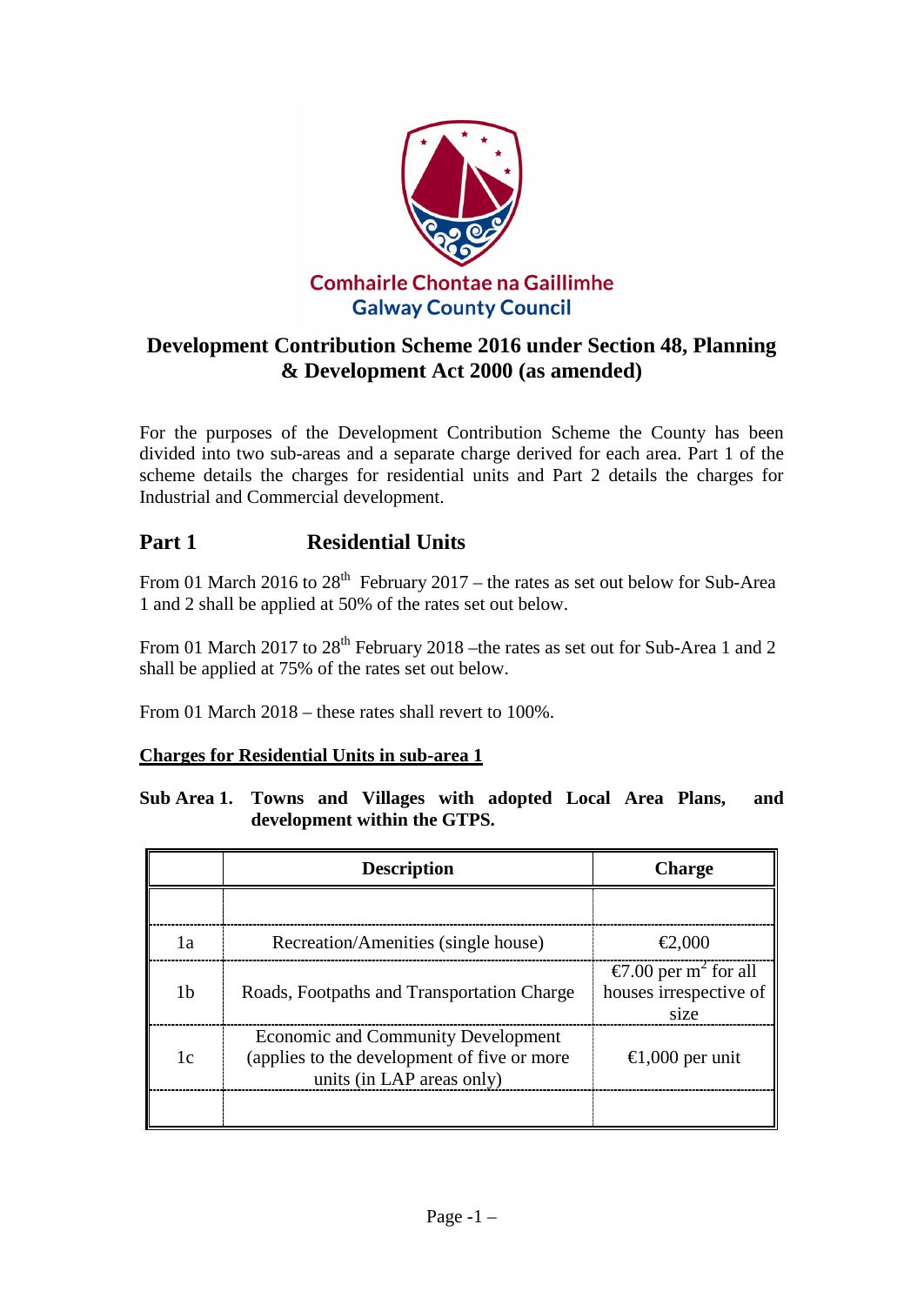Comhairle Chontae na Gaillimhe
Galway County Council

# Development Contribution Scheme 2016 under Section 48, Planning & Development Act 2000 (as amended)

For the purposes of the Development Contribution Scheme the County has been divided into two sub-areas and a separate charge derived for each area. Part 1 of the scheme details the charges for residential units and Part 2 details the charges for Industrial and Commercial development.

## Part 1 Residential Units

From 01 March 2016 to 28th February 2017 – the rates as set out below for Sub-Area 1 and 2 shall be applied at 50% of the rates set out below.

From 01 March 2017 to 28th February 2018 –the rates as set out for Sub-Area 1 and 2 shall be applied at 75% of the rates set out below.

From 01 March 2018 – these rates shall revert to 100%.

**Charges for Residential Units in sub-area 1**

**Sub Area 1. Towns and Villages with adopted Local Area Plans, and development within the GTPS.**

| | Description | Charge |
|---|---|---|
| | | |
| 1a | Recreation/Amenities (single house) | €2,000 |
| 1b | Roads, Footpaths and Transportation Charge | €7.00 per $m^2$ for all houses irrespective of size |
| 1c | Economic and Community Development (applies to the development of five or more units (in LAP areas only) | €1,000 per unit |
| | | |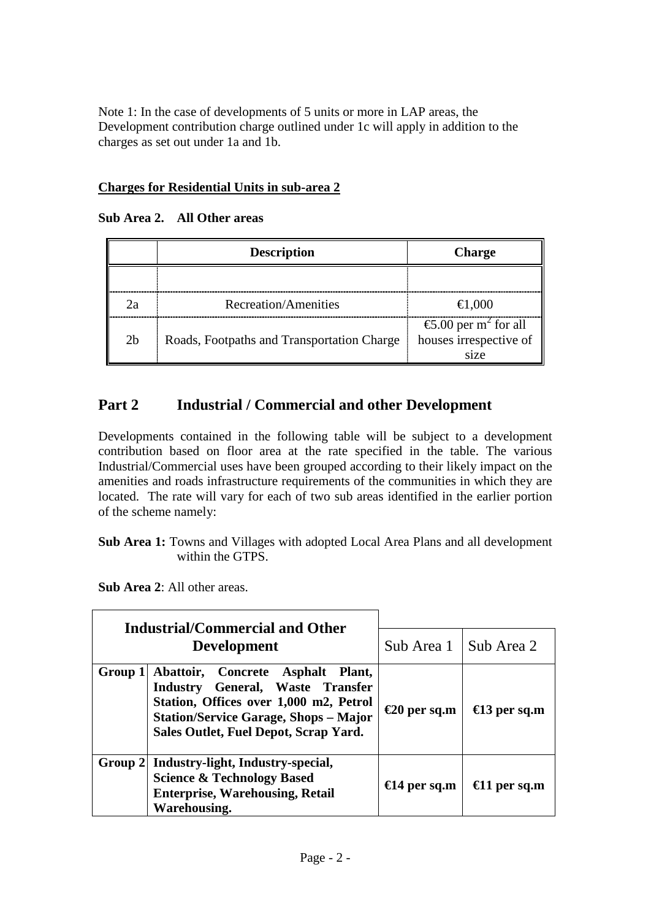Note 1: In the case of developments of 5 units or more in LAP areas, the Development contribution charge outlined under 1c will apply in addition to the charges as set out under 1a and 1b.

**Charges for Residential Units in sub-area 2**

**Sub Area 2. All Other areas**

| | Description | Charge |
|---|---|---|
| | | |
| 2a | Recreation/Amenities | €1,000 |
| 2b | Roads, Footpaths and Transportation Charge | €5.00 per $m^2$ for all houses irrespective of size |

## Part 2 Industrial / Commercial and other Development

Developments contained in the following table will be subject to a development contribution based on floor area at the rate specified in the table. The various Industrial/Commercial uses have been grouped according to their likely impact on the amenities and roads infrastructure requirements of the communities in which they are located. The rate will vary for each of two sub areas identified in the earlier portion of the scheme namely:

**Sub Area 1:** Towns and Villages with adopted Local Area Plans and all development within the GTPS.

**Sub Area 2**: All other areas.

| **Industrial/Commercial and Other Development** | | Sub Area 1 | Sub Area 2 |
|---|---|---|---|
| **Group 1** | **Abattoir, Concrete Asphalt Plant, Industry General, Waste Transfer Station, Offices over 1,000 m2, Petrol Station/Service Garage, Shops – Major Sales Outlet, Fuel Depot, Scrap Yard.** | **€20 per sq.m** | **€13 per sq.m** |
| **Group 2** | **Industry-light, Industry-special, Science & Technology Based Enterprise, Warehousing, Retail Warehousing.** | **€14 per sq.m** | **€11 per sq.m** |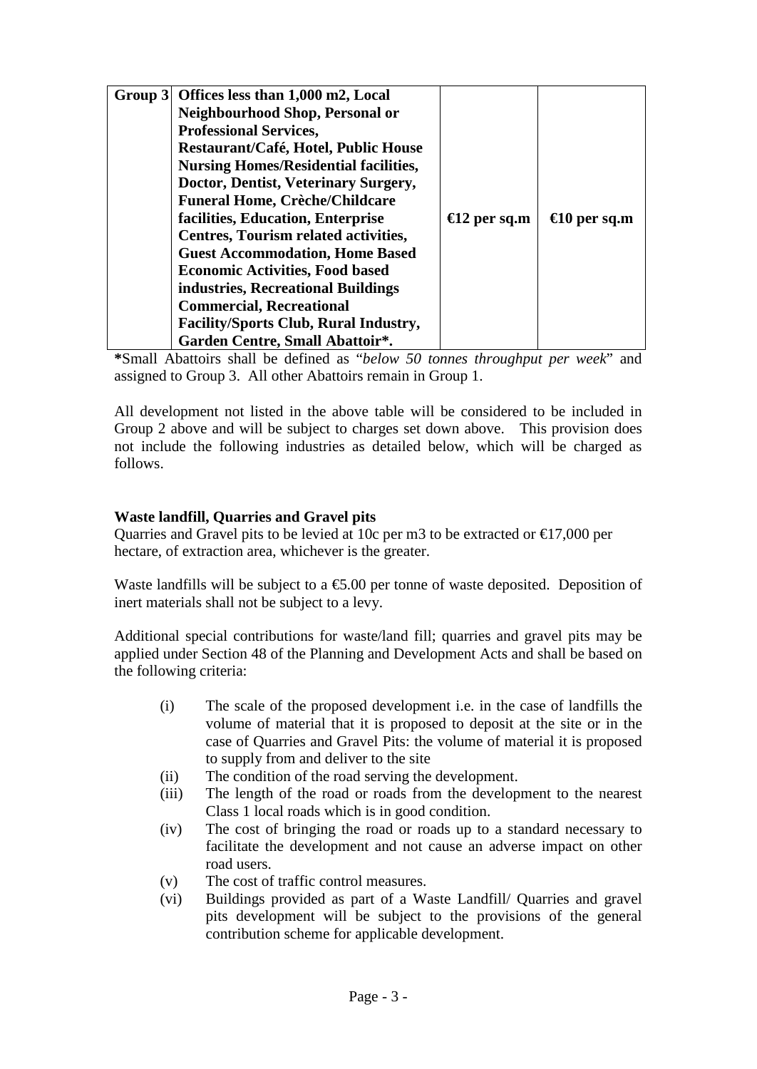| Group 3 | Offices less than 1,000 m2, Local Neighbourhood Shop, Personal or Professional Services, Restaurant/Café, Hotel, Public House Nursing Homes/Residential facilities, Doctor, Dentist, Veterinary Surgery, Funeral Home, Crèche/Childcare facilities, Education, Enterprise Centres, Tourism related activities, Guest Accommodation, Home Based Economic Activities, Food based industries, Recreational Buildings Commercial, Recreational Facility/Sports Club, Rural Industry, Garden Centre, Small Abattoir*. | €12 per sq.m | €10 per sq.m |
|---|---|---|---|

**\***Small Abattoirs shall be defined as "*below 50 tonnes throughput per week*" and assigned to Group 3. All other Abattoirs remain in Group 1.

All development not listed in the above table will be considered to be included in Group 2 above and will be subject to charges set down above. This provision does not include the following industries as detailed below, which will be charged as follows.

**Waste landfill, Quarries and Gravel pits**

Quarries and Gravel pits to be levied at 10c per m3 to be extracted or €17,000 per hectare, of extraction area, whichever is the greater.

Waste landfills will be subject to a €5.00 per tonne of waste deposited. Deposition of inert materials shall not be subject to a levy.

Additional special contributions for waste/land fill; quarries and gravel pits may be applied under Section 48 of the Planning and Development Acts and shall be based on the following criteria:

- (i) The scale of the proposed development i.e. in the case of landfills the volume of material that it is proposed to deposit at the site or in the case of Quarries and Gravel Pits: the volume of material it is proposed to supply from and deliver to the site
- (ii) The condition of the road serving the development.
- (iii) The length of the road or roads from the development to the nearest Class 1 local roads which is in good condition.
- (iv) The cost of bringing the road or roads up to a standard necessary to facilitate the development and not cause an adverse impact on other road users.
- (v) The cost of traffic control measures.
- (vi) Buildings provided as part of a Waste Landfill/ Quarries and gravel pits development will be subject to the provisions of the general contribution scheme for applicable development.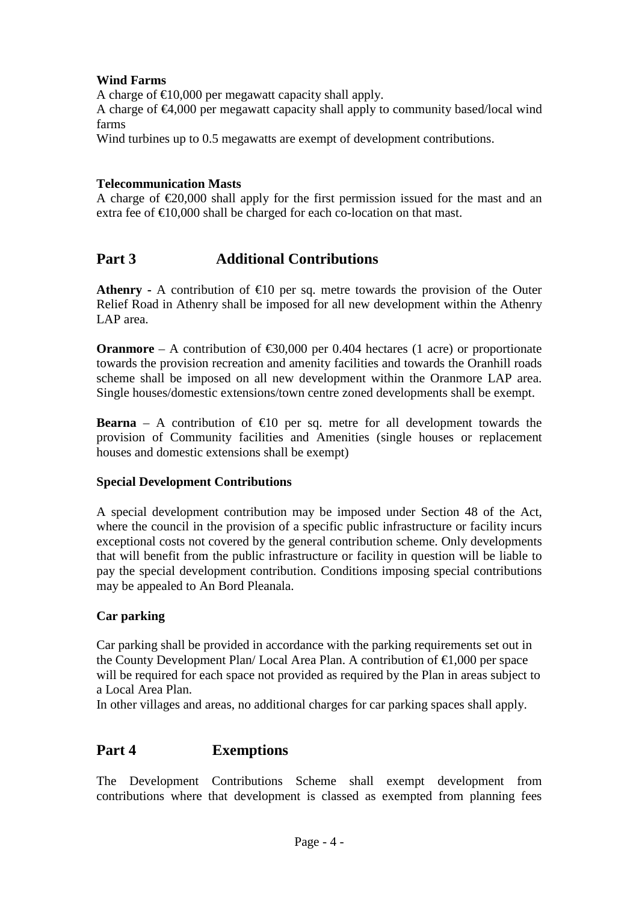**Wind Farms**

A charge of €10,000 per megawatt capacity shall apply.
A charge of €4,000 per megawatt capacity shall apply to community based/local wind farms
Wind turbines up to 0.5 megawatts are exempt of development contributions.

**Telecommunication Masts**

A charge of €20,000 shall apply for the first permission issued for the mast and an extra fee of €10,000 shall be charged for each co-location on that mast.

## Part 3 Additional Contributions

**Athenry** - A contribution of €10 per sq. metre towards the provision of the Outer Relief Road in Athenry shall be imposed for all new development within the Athenry LAP area.

**Oranmore** – A contribution of €30,000 per 0.404 hectares (1 acre) or proportionate towards the provision recreation and amenity facilities and towards the Oranhill roads scheme shall be imposed on all new development within the Oranmore LAP area. Single houses/domestic extensions/town centre zoned developments shall be exempt.

**Bearna** – A contribution of €10 per sq. metre for all development towards the provision of Community facilities and Amenities (single houses or replacement houses and domestic extensions shall be exempt)

**Special Development Contributions**

A special development contribution may be imposed under Section 48 of the Act, where the council in the provision of a specific public infrastructure or facility incurs exceptional costs not covered by the general contribution scheme. Only developments that will benefit from the public infrastructure or facility in question will be liable to pay the special development contribution. Conditions imposing special contributions may be appealed to An Bord Pleanala.

**Car parking**

Car parking shall be provided in accordance with the parking requirements set out in the County Development Plan/ Local Area Plan. A contribution of €1,000 per space will be required for each space not provided as required by the Plan in areas subject to a Local Area Plan.
In other villages and areas, no additional charges for car parking spaces shall apply.

## Part 4 Exemptions

The Development Contributions Scheme shall exempt development from contributions where that development is classed as exempted from planning fees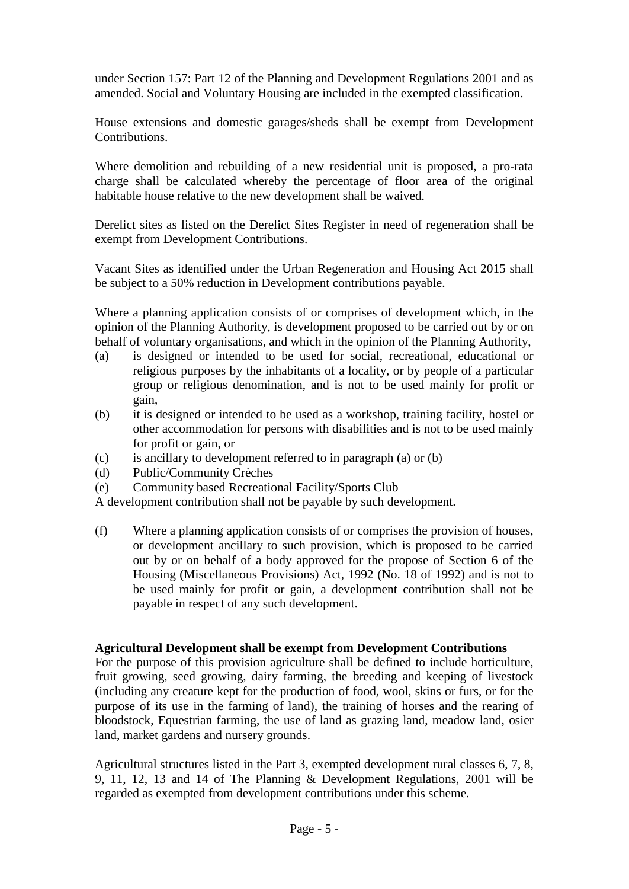under Section 157: Part 12 of the Planning and Development Regulations 2001 and as amended. Social and Voluntary Housing are included in the exempted classification.

House extensions and domestic garages/sheds shall be exempt from Development Contributions.

Where demolition and rebuilding of a new residential unit is proposed, a pro-rata charge shall be calculated whereby the percentage of floor area of the original habitable house relative to the new development shall be waived.

Derelict sites as listed on the Derelict Sites Register in need of regeneration shall be exempt from Development Contributions.

Vacant Sites as identified under the Urban Regeneration and Housing Act 2015 shall be subject to a 50% reduction in Development contributions payable.

Where a planning application consists of or comprises of development which, in the opinion of the Planning Authority, is development proposed to be carried out by or on behalf of voluntary organisations, and which in the opinion of the Planning Authority,

(a) is designed or intended to be used for social, recreational, educational or religious purposes by the inhabitants of a locality, or by people of a particular group or religious denomination, and is not to be used mainly for profit or gain,
(b) it is designed or intended to be used as a workshop, training facility, hostel or other accommodation for persons with disabilities and is not to be used mainly for profit or gain, or
(c) is ancillary to development referred to in paragraph (a) or (b)
(d) Public/Community Crèches
(e) Community based Recreational Facility/Sports Club

A development contribution shall not be payable by such development.

(f) Where a planning application consists of or comprises the provision of houses, or development ancillary to such provision, which is proposed to be carried out by or on behalf of a body approved for the propose of Section 6 of the Housing (Miscellaneous Provisions) Act, 1992 (No. 18 of 1992) and is not to be used mainly for profit or gain, a development contribution shall not be payable in respect of any such development.

**Agricultural Development shall be exempt from Development Contributions**

For the purpose of this provision agriculture shall be defined to include horticulture, fruit growing, seed growing, dairy farming, the breeding and keeping of livestock (including any creature kept for the production of food, wool, skins or furs, or for the purpose of its use in the farming of land), the training of horses and the rearing of bloodstock, Equestrian farming, the use of land as grazing land, meadow land, osier land, market gardens and nursery grounds.

Agricultural structures listed in the Part 3, exempted development rural classes 6, 7, 8, 9, 11, 12, 13 and 14 of The Planning & Development Regulations, 2001 will be regarded as exempted from development contributions under this scheme.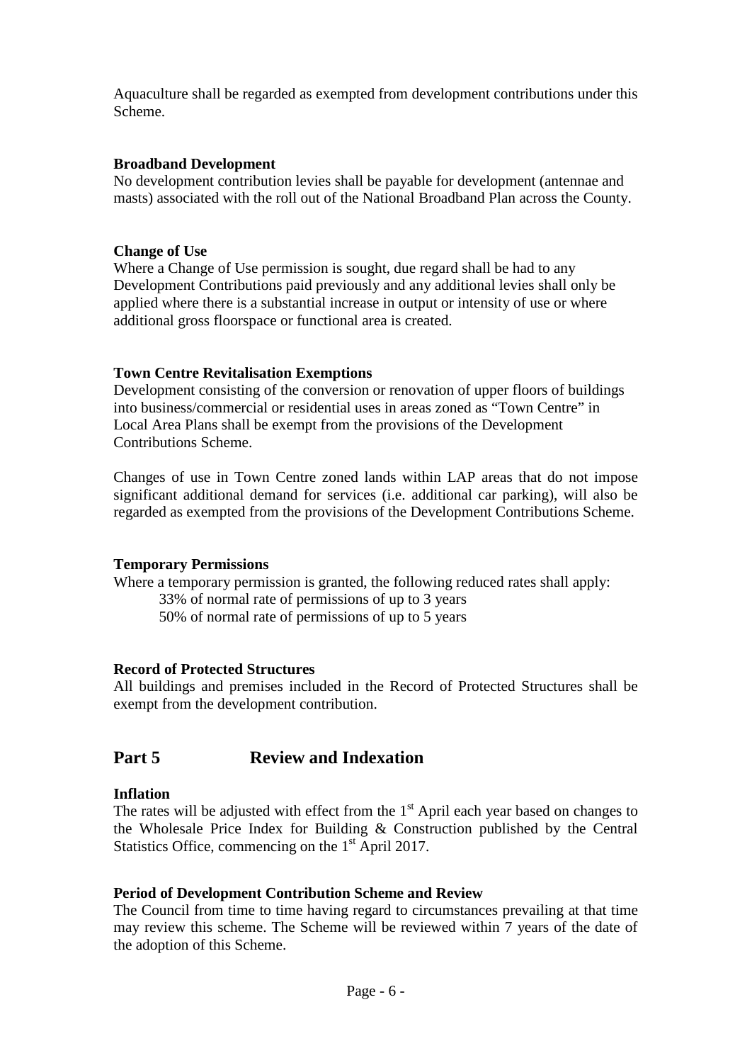Aquaculture shall be regarded as exempted from development contributions under this Scheme.

**Broadband Development**

No development contribution levies shall be payable for development (antennae and masts) associated with the roll out of the National Broadband Plan across the County.

**Change of Use**

Where a Change of Use permission is sought, due regard shall be had to any Development Contributions paid previously and any additional levies shall only be applied where there is a substantial increase in output or intensity of use or where additional gross floorspace or functional area is created.

**Town Centre Revitalisation Exemptions**

Development consisting of the conversion or renovation of upper floors of buildings into business/commercial or residential uses in areas zoned as "Town Centre" in Local Area Plans shall be exempt from the provisions of the Development Contributions Scheme.

Changes of use in Town Centre zoned lands within LAP areas that do not impose significant additional demand for services (i.e. additional car parking), will also be regarded as exempted from the provisions of the Development Contributions Scheme.

**Temporary Permissions**

Where a temporary permission is granted, the following reduced rates shall apply:

33% of normal rate of permissions of up to 3 years
50% of normal rate of permissions of up to 5 years

**Record of Protected Structures**

All buildings and premises included in the Record of Protected Structures shall be exempt from the development contribution.

## Part 5 Review and Indexation

**Inflation**

The rates will be adjusted with effect from the 1st April each year based on changes to the Wholesale Price Index for Building & Construction published by the Central Statistics Office, commencing on the 1st April 2017.

**Period of Development Contribution Scheme and Review**

The Council from time to time having regard to circumstances prevailing at that time may review this scheme. The Scheme will be reviewed within 7 years of the date of the adoption of this Scheme.